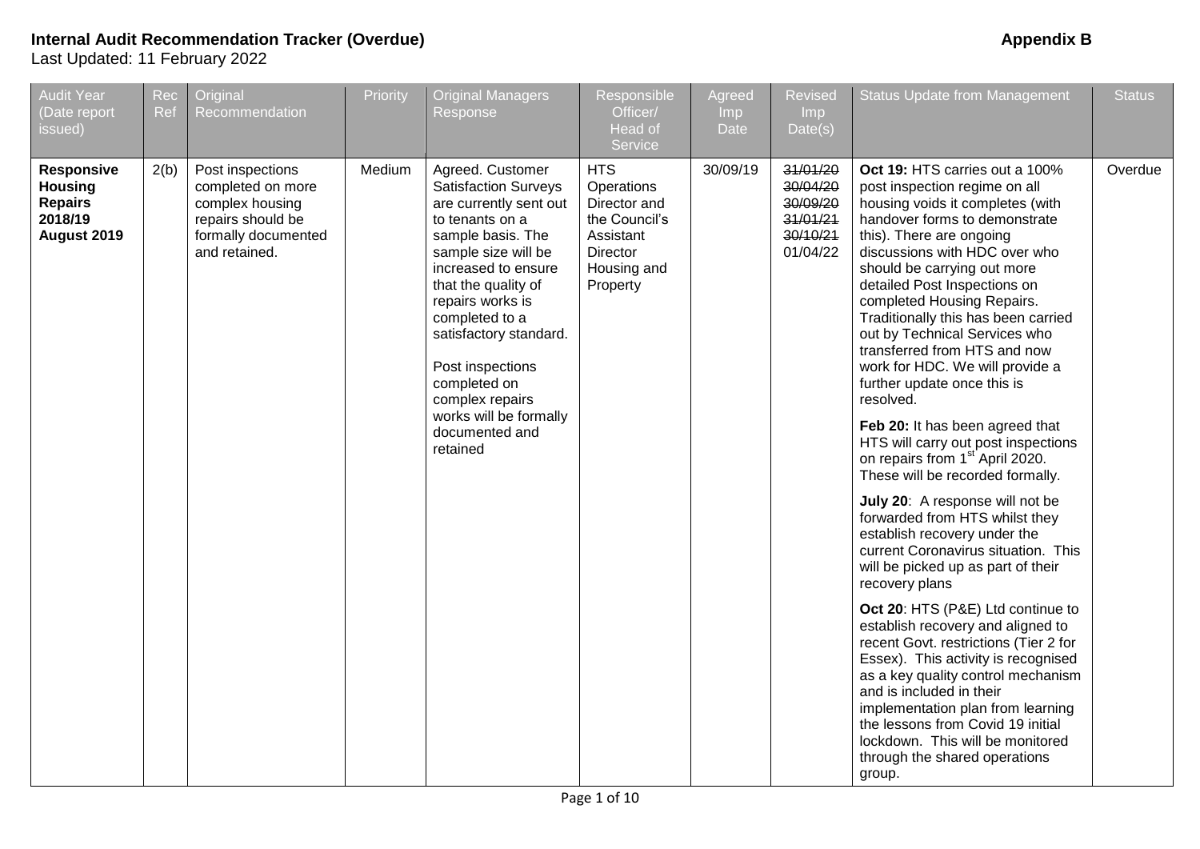**Internal Audit Recommendation Tracker (Overdue)** **Appendix B**

Last Updated: 11 February 2022

| Audit Year (Date report issued) | Rec Ref | Original Recommendation | Priority | Original Managers Response | Responsible Officer/ Head of Service | Agreed Imp Date | Revised Imp Date(s) | Status Update from Management | Status |
|---|---|---|---|---|---|---|---|---|---|
| **Responsive Housing Repairs 2018/19 August 2019** | 2(b) | Post inspections completed on more complex housing repairs should be formally documented and retained. | Medium | Agreed. Customer Satisfaction Surveys are currently sent out to tenants on a sample basis. The sample size will be increased to ensure that the quality of repairs works is completed to a satisfactory standard.<br><br>Post inspections completed on complex repairs works will be formally documented and retained | HTS Operations Director and the Council's Assistant Director Housing and Property | 30/09/19 | ~~31/01/20~~<br>~~30/04/20~~<br>~~30/09/20~~<br>~~31/01/21~~<br>~~30/10/21~~<br>01/04/22 | **Oct 19:** HTS carries out a 100% post inspection regime on all housing voids it completes (with handover forms to demonstrate this). There are ongoing discussions with HDC over who should be carrying out more detailed Post Inspections on completed Housing Repairs. Traditionally this has been carried out by Technical Services who transferred from HTS and now work for HDC. We will provide a further update once this is resolved.<br><br>**Feb 20:** It has been agreed that HTS will carry out post inspections on repairs from 1st April 2020. These will be recorded formally.<br><br>**July 20**: A response will not be forwarded from HTS whilst they establish recovery under the current Coronavirus situation. This will be picked up as part of their recovery plans<br><br>**Oct 20**: HTS (P&E) Ltd continue to establish recovery and aligned to recent Govt. restrictions (Tier 2 for Essex). This activity is recognised as a key quality control mechanism and is included in their implementation plan from learning the lessons from Covid 19 initial lockdown. This will be monitored through the shared operations group. | Overdue |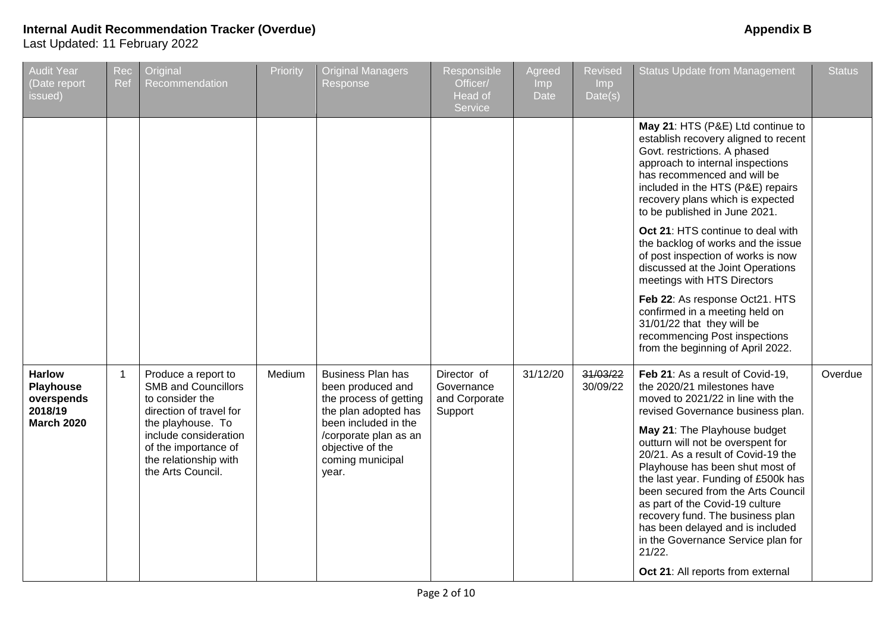**Internal Audit Recommendation Tracker (Overdue)** **Appendix B**

Last Updated: 11 February 2022

| Audit Year (Date report issued) | Rec Ref | Original Recommendation | Priority | Original Managers Response | Responsible Officer/ Head of Service | Agreed Imp Date | Revised Imp Date(s) | Status Update from Management | Status |
|---|---|---|---|---|---|---|---|---|---|
| | | | | | | | | **May 21**: HTS (P&E) Ltd continue to establish recovery aligned to recent Govt. restrictions. A phased approach to internal inspections has recommenced and will be included in the HTS (P&E) repairs recovery plans which is expected to be published in June 2021. **Oct 21**: HTS continue to deal with the backlog of works and the issue of post inspection of works is now discussed at the Joint Operations meetings with HTS Directors **Feb 22**: As response Oct21. HTS confirmed in a meeting held on 31/01/22 that they will be recommencing Post inspections from the beginning of April 2022. | |
| **Harlow Playhouse overspends 2018/19 March 2020** | 1 | Produce a report to SMB and Councillors to consider the direction of travel for the playhouse. To include consideration of the importance of the relationship with the Arts Council. | Medium | Business Plan has been produced and the process of getting the plan adopted has been included in the /corporate plan as an objective of the coming municipal year. | Director of Governance and Corporate Support | 31/12/20 | ~~31/03/22~~ 30/09/22 | **Feb 21**: As a result of Covid-19, the 2020/21 milestones have moved to 2021/22 in line with the revised Governance business plan. **May 21**: The Playhouse budget outturn will not be overspent for 20/21. As a result of Covid-19 the Playhouse has been shut most of the last year. Funding of £500k has been secured from the Arts Council as part of the Covid-19 culture recovery fund. The business plan has been delayed and is included in the Governance Service plan for 21/22. **Oct 21**: All reports from external | Overdue |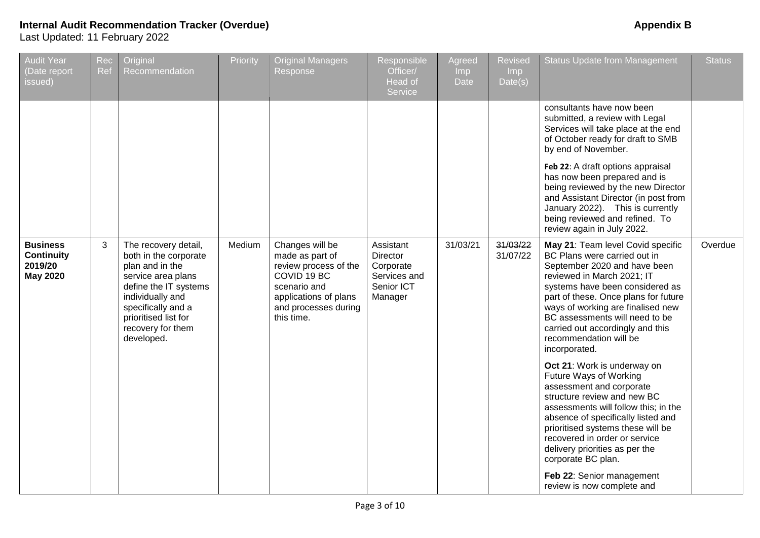**Internal Audit Recommendation Tracker (Overdue)** **Appendix B**

Last Updated: 11 February 2022

| Audit Year (Date report issued) | Rec Ref | Original Recommendation | Priority | Original Managers Response | Responsible Officer/ Head of Service | Agreed Imp Date | Revised Imp Date(s) | Status Update from Management | Status |
|---|---|---|---|---|---|---|---|---|---|
| | | | | | | | | consultants have now been submitted, a review with Legal Services will take place at the end of October ready for draft to SMB by end of November.<br><br>**Feb 22**: A draft options appraisal has now been prepared and is being reviewed by the new Director and Assistant Director (in post from January 2022). This is currently being reviewed and refined. To review again in July 2022. | |
| **Business Continuity 2019/20 May 2020** | 3 | The recovery detail, both in the corporate plan and in the service area plans define the IT systems individually and specifically and a prioritised list for recovery for them developed. | Medium | Changes will be made as part of review process of the COVID 19 BC scenario and applications of plans and processes during this time. | Assistant Director Corporate Services and Senior ICT Manager | 31/03/21 | ~~31/03/22~~ 31/07/22 | **May 21**: Team level Covid specific BC Plans were carried out in September 2020 and have been reviewed in March 2021; IT systems have been considered as part of these. Once plans for future ways of working are finalised new BC assessments will need to be carried out accordingly and this recommendation will be incorporated.<br><br>**Oct 21**: Work is underway on Future Ways of Working assessment and corporate structure review and new BC assessments will follow this; in the absence of specifically listed and prioritised systems these will be recovered in order or service delivery priorities as per the corporate BC plan.<br><br>**Feb 22**: Senior management review is now complete and | Overdue |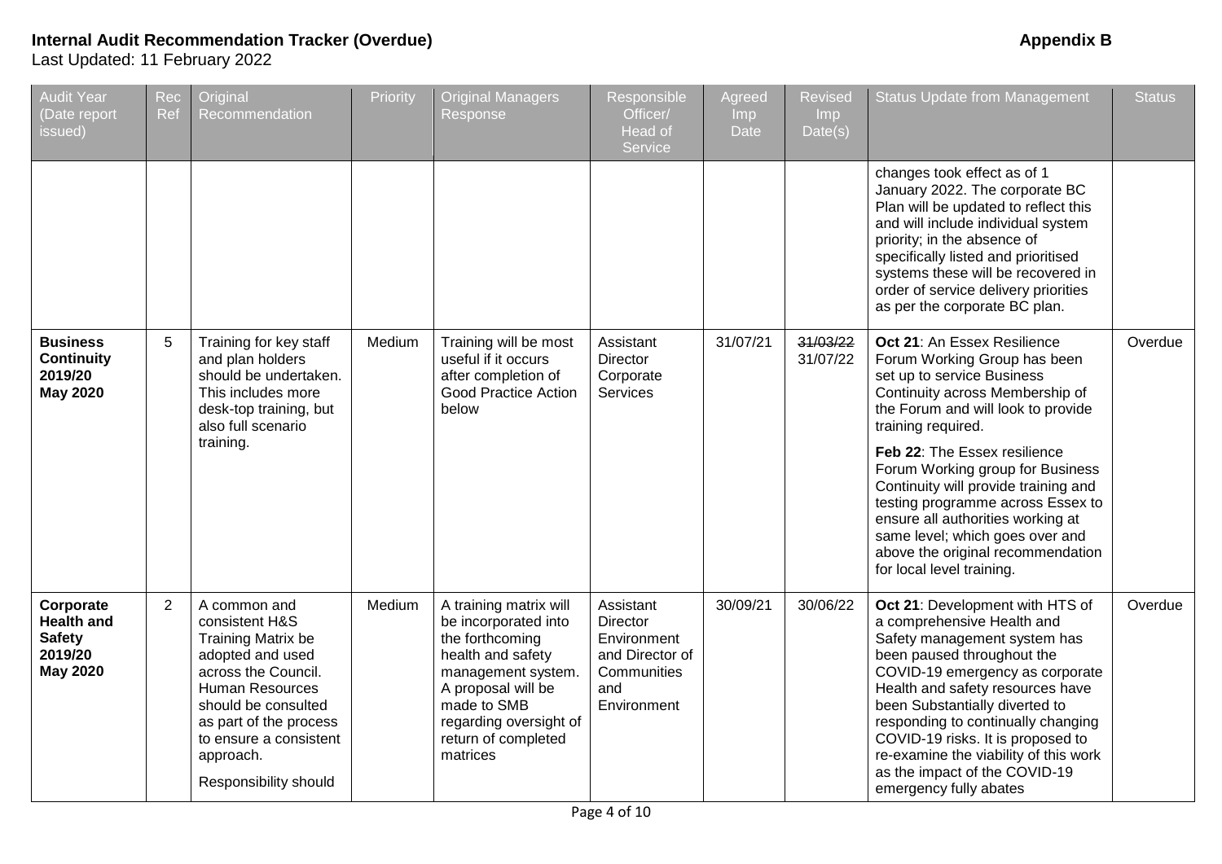**Internal Audit Recommendation Tracker (Overdue)** **Appendix B**

Last Updated: 11 February 2022

| Audit Year (Date report issued) | Rec Ref | Original Recommendation | Priority | Original Managers Response | Responsible Officer/ Head of Service | Agreed Imp Date | Revised Imp Date(s) | Status Update from Management | Status |
|---|---|---|---|---|---|---|---|---|---|
| | | | | | | | | changes took effect as of 1 January 2022. The corporate BC Plan will be updated to reflect this and will include individual system priority; in the absence of specifically listed and prioritised systems these will be recovered in order of service delivery priorities as per the corporate BC plan. | |
| **Business Continuity 2019/20 May 2020** | 5 | Training for key staff and plan holders should be undertaken. This includes more desk-top training, but also full scenario training. | Medium | Training will be most useful if it occurs after completion of Good Practice Action below | Assistant Director Corporate Services | 31/07/21 | ~~31/03/22~~ 31/07/22 | **Oct 21**: An Essex Resilience Forum Working Group has been set up to service Business Continuity across Membership of the Forum and will look to provide training required. **Feb 22**: The Essex resilience Forum Working group for Business Continuity will provide training and testing programme across Essex to ensure all authorities working at same level; which goes over and above the original recommendation for local level training. | Overdue |
| **Corporate Health and Safety 2019/20 May 2020** | 2 | A common and consistent H&S Training Matrix be adopted and used across the Council. Human Resources should be consulted as part of the process to ensure a consistent approach. Responsibility should | Medium | A training matrix will be incorporated into the forthcoming health and safety management system. A proposal will be made to SMB regarding oversight of return of completed matrices | Assistant Director Environment and Director of Communities and Environment | 30/09/21 | 30/06/22 | **Oct 21**: Development with HTS of a comprehensive Health and Safety management system has been paused throughout the COVID-19 emergency as corporate Health and safety resources have been Substantially diverted to responding to continually changing COVID-19 risks. It is proposed to re-examine the viability of this work as the impact of the COVID-19 emergency fully abates | Overdue |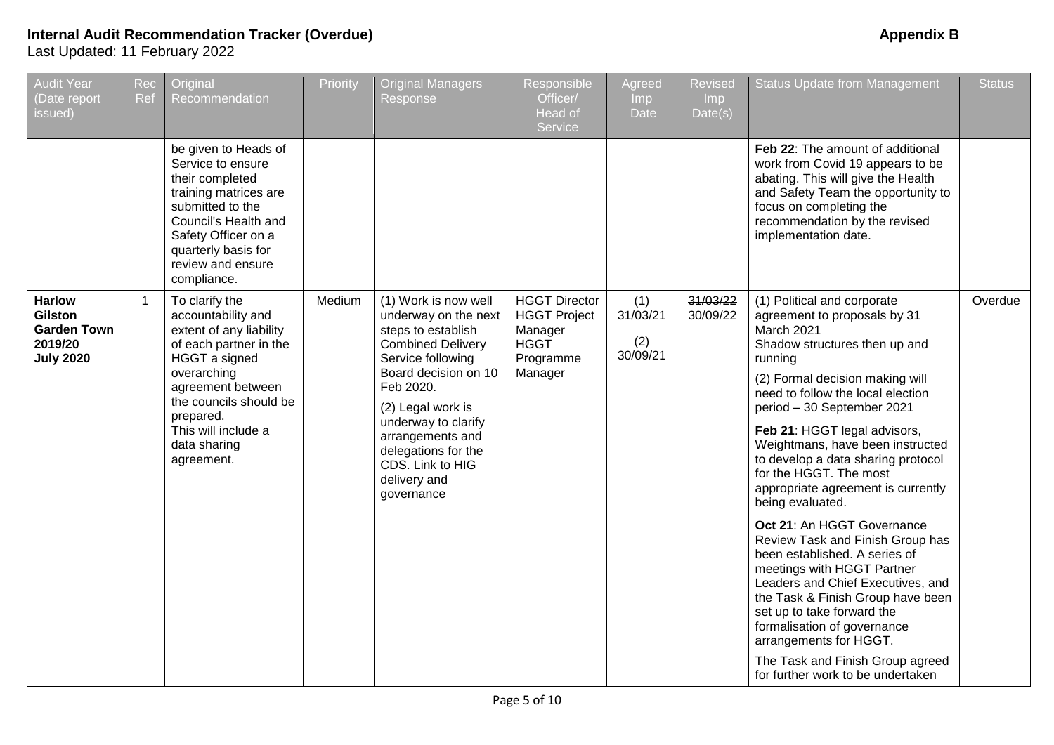**Internal Audit Recommendation Tracker (Overdue)** **Appendix B**

Last Updated: 11 February 2022

| Audit Year (Date report issued) | Rec Ref | Original Recommendation | Priority | Original Managers Response | Responsible Officer/ Head of Service | Agreed Imp Date | Revised Imp Date(s) | Status Update from Management | Status |
|---|---|---|---|---|---|---|---|---|---|
| | | be given to Heads of Service to ensure their completed training matrices are submitted to the Council's Health and Safety Officer on a quarterly basis for review and ensure compliance. | | | | | | **Feb 22**: The amount of additional work from Covid 19 appears to be abating. This will give the Health and Safety Team the opportunity to focus on completing the recommendation by the revised implementation date. | |
| **Harlow Gilston Garden Town 2019/20 July 2020** | 1 | To clarify the accountability and extent of any liability of each partner in the HGGT a signed overarching agreement between the councils should be prepared. This will include a data sharing agreement. | Medium | (1) Work is now well underway on the next steps to establish Combined Delivery Service following Board decision on 10 Feb 2020. (2) Legal work is underway to clarify arrangements and delegations for the CDS. Link to HIG delivery and governance | HGGT Director HGGT Project Manager HGGT Programme Manager | (1) 31/03/21 (2) 30/09/21 | ~~31/03/22~~ 30/09/22 | (1) Political and corporate agreement to proposals by 31 March 2021 Shadow structures then up and running (2) Formal decision making will need to follow the local election period – 30 September 2021 **Feb 21**: HGGT legal advisors, Weightmans, have been instructed to develop a data sharing protocol for the HGGT. The most appropriate agreement is currently being evaluated. **Oct 21**: An HGGT Governance Review Task and Finish Group has been established. A series of meetings with HGGT Partner Leaders and Chief Executives, and the Task & Finish Group have been set up to take forward the formalisation of governance arrangements for HGGT. The Task and Finish Group agreed for further work to be undertaken | Overdue |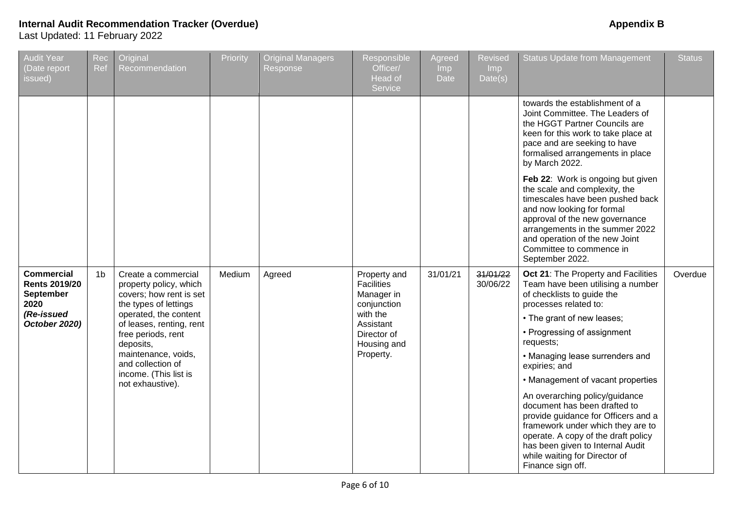**Internal Audit Recommendation Tracker (Overdue)** **Appendix B**

Last Updated: 11 February 2022

| Audit Year (Date report issued) | Rec Ref | Original Recommendation | Priority | Original Managers Response | Responsible Officer/ Head of Service | Agreed Imp Date | Revised Imp Date(s) | Status Update from Management | Status |
|---|---|---|---|---|---|---|---|---|---|
| | | | | | | | | towards the establishment of a Joint Committee. The Leaders of the HGGT Partner Councils are keen for this work to take place at pace and are seeking to have formalised arrangements in place by March 2022.<br><br>**Feb 22**: Work is ongoing but given the scale and complexity, the timescales have been pushed back and now looking for formal approval of the new governance arrangements in the summer 2022 and operation of the new Joint Committee to commence in September 2022. | |
| **Commercial Rents 2019/20 September 2020** ***(Re-issued October 2020)*** | 1b | Create a commercial property policy, which covers; how rent is set the types of lettings operated, the content of leases, renting, rent free periods, rent deposits, maintenance, voids, and collection of income. (This list is not exhaustive). | Medium | Agreed | Property and Facilities Manager in conjunction with the Assistant Director of Housing and Property. | 31/01/21 | ~~31/01/22~~ 30/06/22 | **Oct 21**: The Property and Facilities Team have been utilising a number of checklists to guide the processes related to:<br>• The grant of new leases;<br>• Progressing of assignment requests;<br>• Managing lease surrenders and expiries; and<br>• Management of vacant properties<br><br>An overarching policy/guidance document has been drafted to provide guidance for Officers and a framework under which they are to operate. A copy of the draft policy has been given to Internal Audit while waiting for Director of Finance sign off. | Overdue |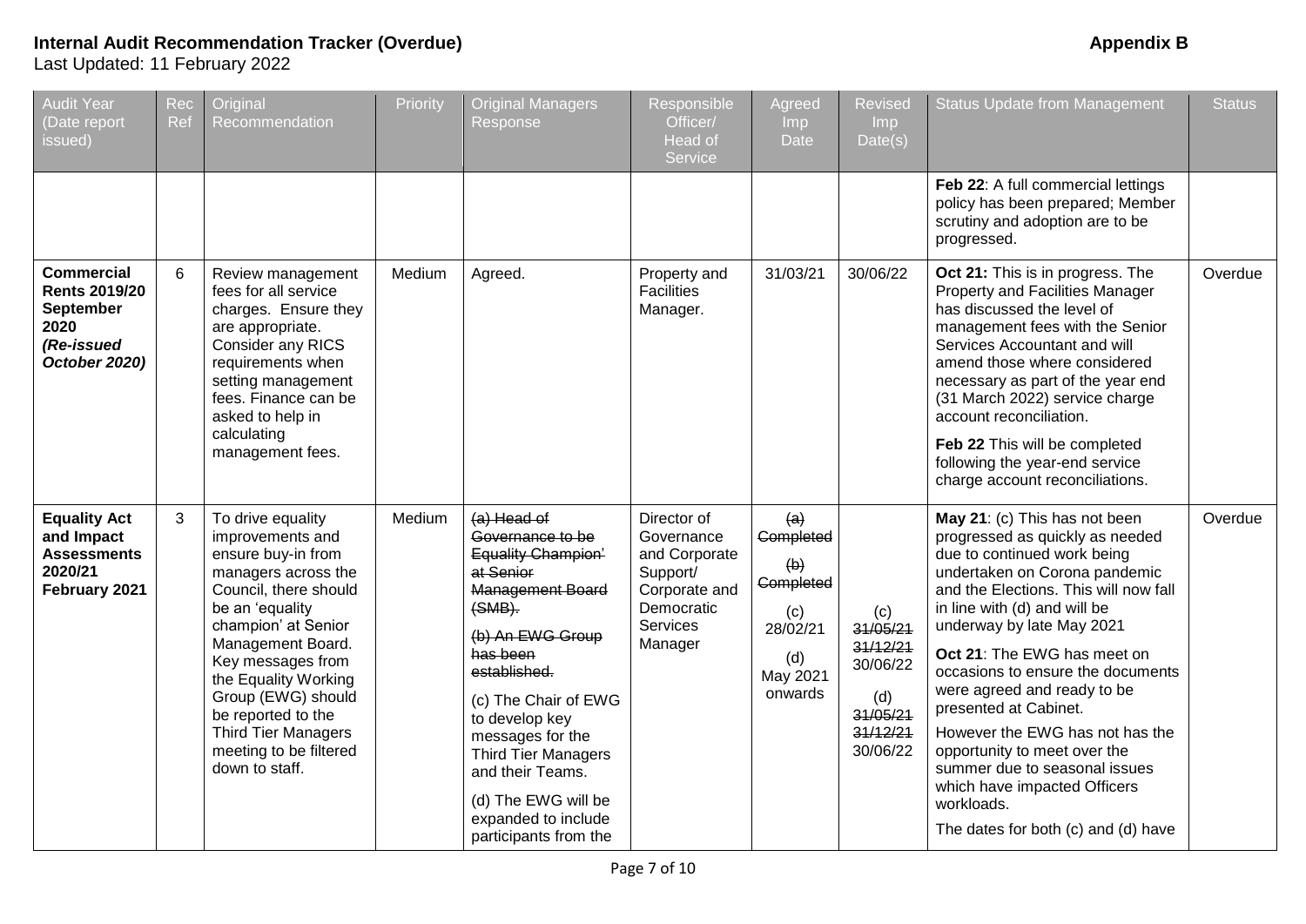**Internal Audit Recommendation Tracker (Overdue)** **Appendix B**

Last Updated: 11 February 2022

| Audit Year (Date report issued) | Rec Ref | Original Recommendation | Priority | Original Managers Response | Responsible Officer/ Head of Service | Agreed Imp Date | Revised Imp Date(s) | Status Update from Management | Status |
|---|---|---|---|---|---|---|---|---|---|
| | | | | | | | | **Feb 22**: A full commercial lettings policy has been prepared; Member scrutiny and adoption are to be progressed. | |
| **Commercial Rents 2019/20 September 2020** ***(Re-issued October 2020)*** | 6 | Review management fees for all service charges. Ensure they are appropriate. Consider any RICS requirements when setting management fees. Finance can be asked to help in calculating management fees. | Medium | Agreed. | Property and Facilities Manager. | 31/03/21 | 30/06/22 | **Oct 21:** This is in progress. The Property and Facilities Manager has discussed the level of management fees with the Senior Services Accountant and will amend those where considered necessary as part of the year end (31 March 2022) service charge account reconciliation.<br><br>**Feb 22** This will be completed following the year-end service charge account reconciliations. | Overdue |
| **Equality Act and Impact Assessments 2020/21 February 2021** | 3 | To drive equality improvements and ensure buy-in from managers across the Council, there should be an 'equality champion' at Senior Management Board. Key messages from the Equality Working Group (EWG) should be reported to the Third Tier Managers meeting to be filtered down to staff. | Medium | ~~(a) Head of Governance to be Equality Champion' at Senior Management Board (SMB).~~<br><br>~~(b) An EWG Group has been established.~~<br><br>(c) The Chair of EWG to develop key messages for the Third Tier Managers and their Teams.<br><br>(d) The EWG will be expanded to include participants from the | Director of Governance and Corporate Support/ Corporate and Democratic Services Manager | ~~(a) Completed~~<br><br>~~(b) Completed~~<br><br>(c) 28/02/21<br><br>(d) May 2021 onwards | (c) ~~31/05/21~~ ~~31/12/21~~ 30/06/22<br><br>(d) ~~31/05/21~~ ~~31/12/21~~ 30/06/22 | **May 21**: (c) This has not been progressed as quickly as needed due to continued work being undertaken on Corona pandemic and the Elections. This will now fall in line with (d) and will be underway by late May 2021<br><br>**Oct 21**: The EWG has meet on occasions to ensure the documents were agreed and ready to be presented at Cabinet.<br><br>However the EWG has not has the opportunity to meet over the summer due to seasonal issues which have impacted Officers workloads.<br><br>The dates for both (c) and (d) have | Overdue |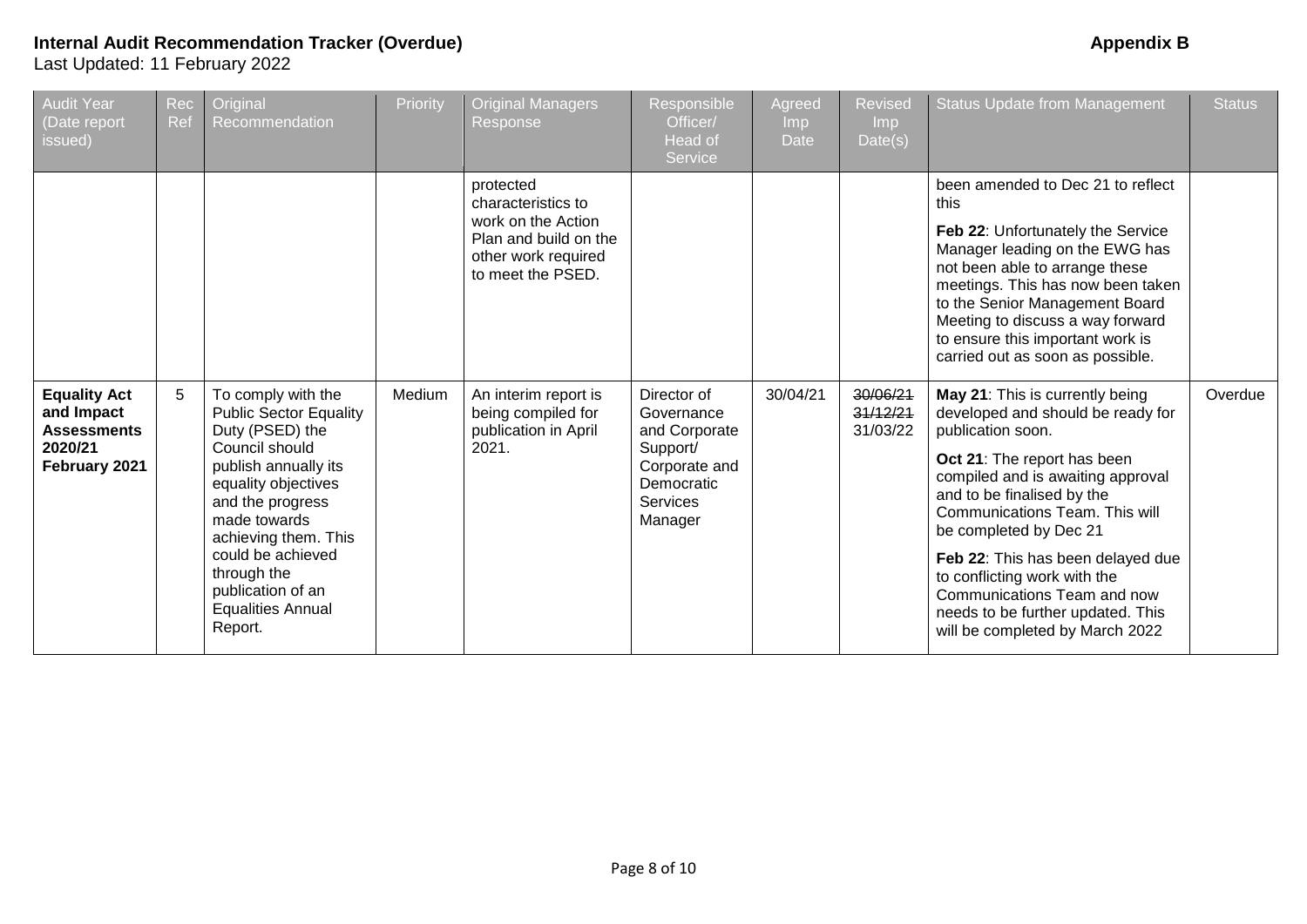**Internal Audit Recommendation Tracker (Overdue)** **Appendix B**

Last Updated: 11 February 2022

| Audit Year (Date report issued) | Rec Ref | Original Recommendation | Priority | Original Managers Response | Responsible Officer/ Head of Service | Agreed Imp Date | Revised Imp Date(s) | Status Update from Management | Status |
|---|---|---|---|---|---|---|---|---|---|
| | | | | protected characteristics to work on the Action Plan and build on the other work required to meet the PSED. | | | | been amended to Dec 21 to reflect this<br><br>**Feb 22**: Unfortunately the Service Manager leading on the EWG has not been able to arrange these meetings. This has now been taken to the Senior Management Board Meeting to discuss a way forward to ensure this important work is carried out as soon as possible. | |
| **Equality Act and Impact Assessments 2020/21 February 2021** | 5 | To comply with the Public Sector Equality Duty (PSED) the Council should publish annually its equality objectives and the progress made towards achieving them. This could be achieved through the publication of an Equalities Annual Report. | Medium | An interim report is being compiled for publication in April 2021. | Director of Governance and Corporate Support/ Corporate and Democratic Services Manager | 30/04/21 | ~~30/06/21~~<br>~~31/12/21~~<br>31/03/22 | **May 21**: This is currently being developed and should be ready for publication soon.<br><br>**Oct 21**: The report has been compiled and is awaiting approval and to be finalised by the Communications Team. This will be completed by Dec 21<br><br>**Feb 22**: This has been delayed due to conflicting work with the Communications Team and now needs to be further updated. This will be completed by March 2022 | Overdue |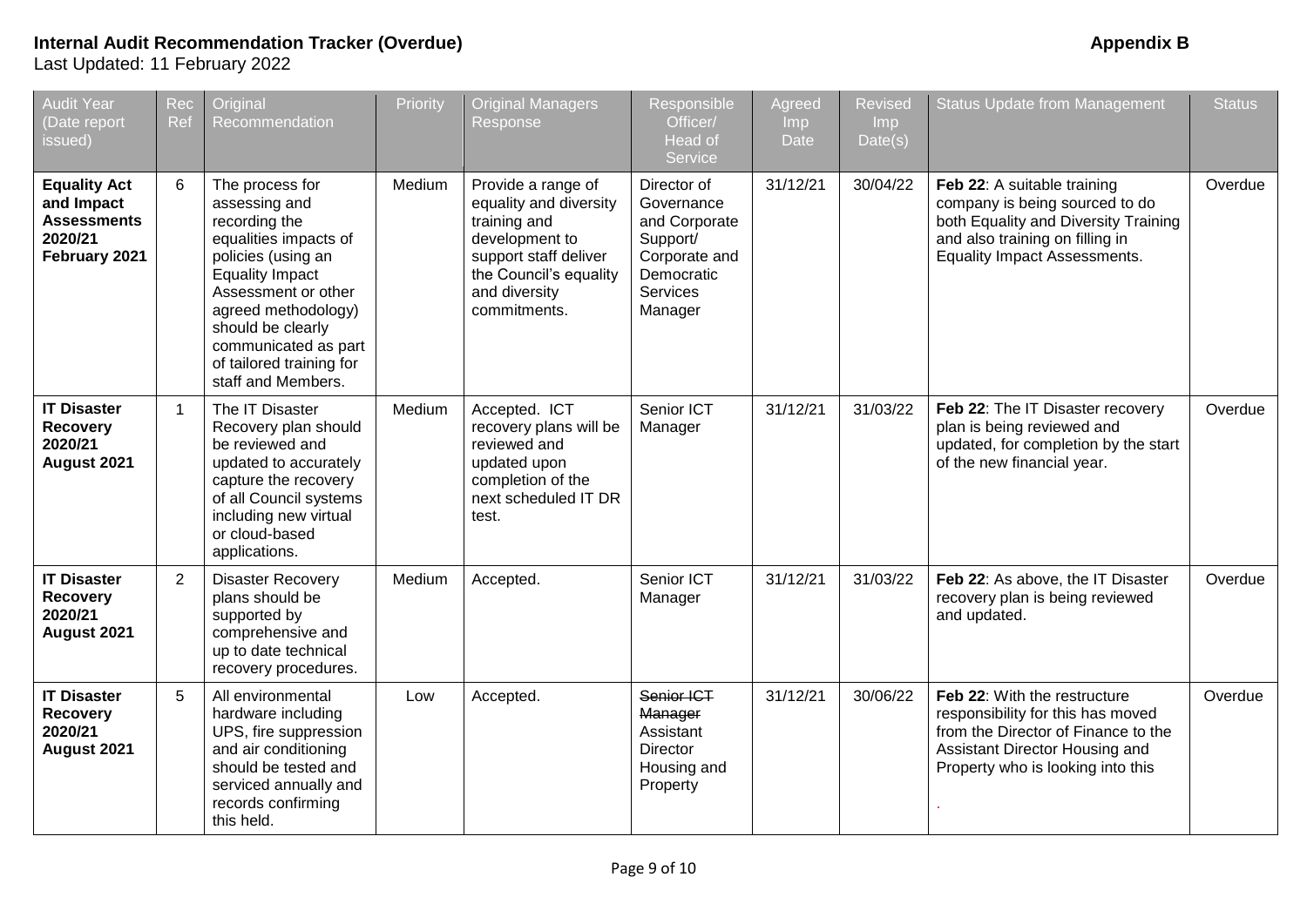**Internal Audit Recommendation Tracker (Overdue)** **Appendix B**

Last Updated: 11 February 2022

| Audit Year (Date report issued) | Rec Ref | Original Recommendation | Priority | Original Managers Response | Responsible Officer/ Head of Service | Agreed Imp Date | Revised Imp Date(s) | Status Update from Management | Status |
|---|---|---|---|---|---|---|---|---|---|
| **Equality Act and Impact Assessments 2020/21 February 2021** | 6 | The process for assessing and recording the equalities impacts of policies (using an Equality Impact Assessment or other agreed methodology) should be clearly communicated as part of tailored training for staff and Members. | Medium | Provide a range of equality and diversity training and development to support staff deliver the Council's equality and diversity commitments. | Director of Governance and Corporate Support/ Corporate and Democratic Services Manager | 31/12/21 | 30/04/22 | **Feb 22**: A suitable training company is being sourced to do both Equality and Diversity Training and also training on filling in Equality Impact Assessments. | Overdue |
| **IT Disaster Recovery 2020/21 August 2021** | 1 | The IT Disaster Recovery plan should be reviewed and updated to accurately capture the recovery of all Council systems including new virtual or cloud-based applications. | Medium | Accepted. ICT recovery plans will be reviewed and updated upon completion of the next scheduled IT DR test. | Senior ICT Manager | 31/12/21 | 31/03/22 | **Feb 22**: The IT Disaster recovery plan is being reviewed and updated, for completion by the start of the new financial year. | Overdue |
| **IT Disaster Recovery 2020/21 August 2021** | 2 | Disaster Recovery plans should be supported by comprehensive and up to date technical recovery procedures. | Medium | Accepted. | Senior ICT Manager | 31/12/21 | 31/03/22 | **Feb 22**: As above, the IT Disaster recovery plan is being reviewed and updated. | Overdue |
| **IT Disaster Recovery 2020/21 August 2021** | 5 | All environmental hardware including UPS, fire suppression and air conditioning should be tested and serviced annually and records confirming this held. | Low | Accepted. | ~~Senior ICT Manager~~ Assistant Director Housing and Property | 31/12/21 | 30/06/22 | **Feb 22**: With the restructure responsibility for this has moved from the Director of Finance to the Assistant Director Housing and Property who is looking into this | Overdue |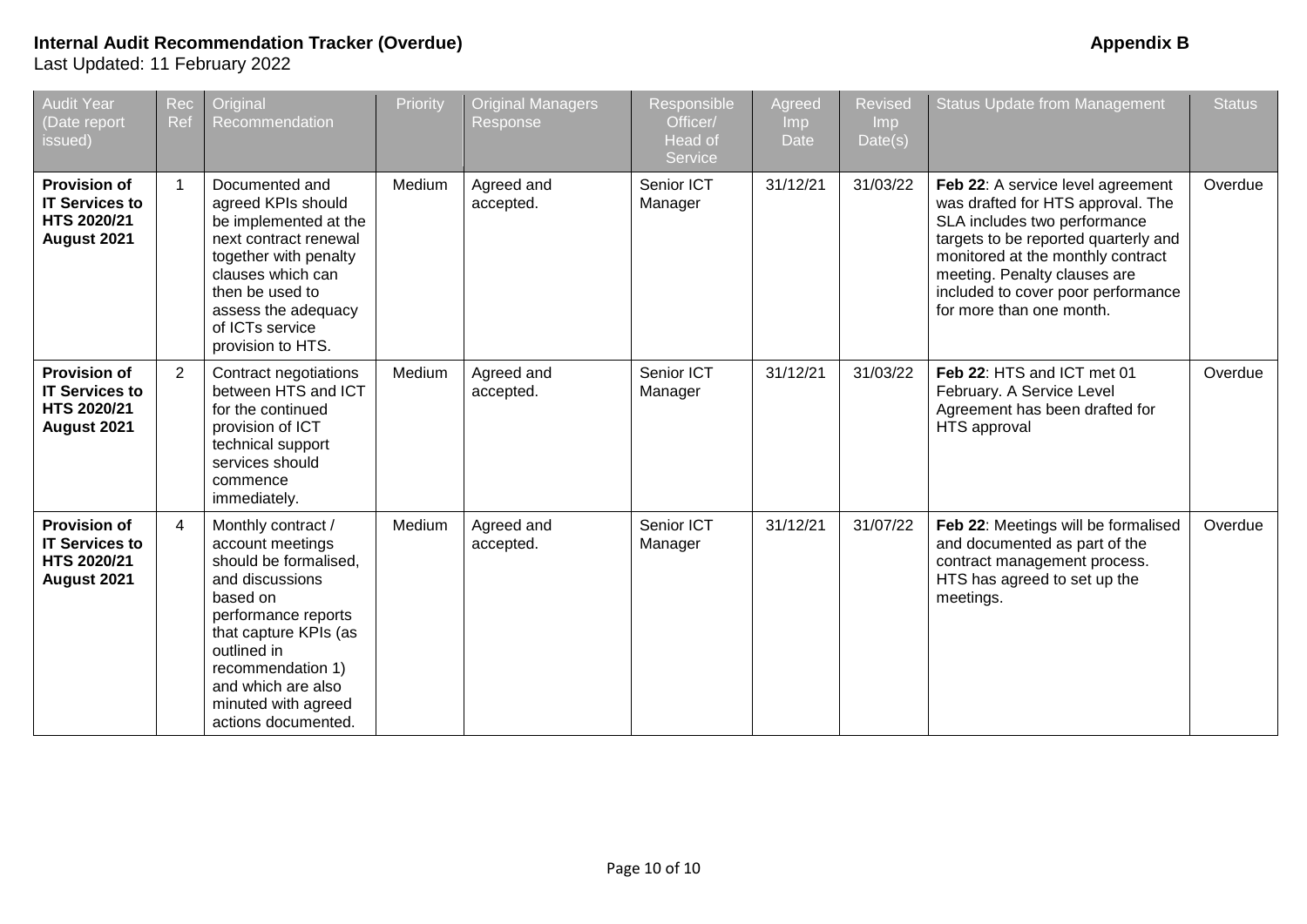**Internal Audit Recommendation Tracker (Overdue)** **Appendix B**

Last Updated: 11 February 2022

| Audit Year (Date report issued) | Rec Ref | Original Recommendation | Priority | Original Managers Response | Responsible Officer/ Head of Service | Agreed Imp Date | Revised Imp Date(s) | Status Update from Management | Status |
|---|---|---|---|---|---|---|---|---|---|
| **Provision of IT Services to HTS 2020/21 August 2021** | 1 | Documented and agreed KPIs should be implemented at the next contract renewal together with penalty clauses which can then be used to assess the adequacy of ICTs service provision to HTS. | Medium | Agreed and accepted. | Senior ICT Manager | 31/12/21 | 31/03/22 | **Feb 22**: A service level agreement was drafted for HTS approval. The SLA includes two performance targets to be reported quarterly and monitored at the monthly contract meeting. Penalty clauses are included to cover poor performance for more than one month. | Overdue |
| **Provision of IT Services to HTS 2020/21 August 2021** | 2 | Contract negotiations between HTS and ICT for the continued provision of ICT technical support services should commence immediately. | Medium | Agreed and accepted. | Senior ICT Manager | 31/12/21 | 31/03/22 | **Feb 22**: HTS and ICT met 01 February. A Service Level Agreement has been drafted for HTS approval | Overdue |
| **Provision of IT Services to HTS 2020/21 August 2021** | 4 | Monthly contract / account meetings should be formalised, and discussions based on performance reports that capture KPIs (as outlined in recommendation 1) and which are also minuted with agreed actions documented. | Medium | Agreed and accepted. | Senior ICT Manager | 31/12/21 | 31/07/22 | **Feb 22**: Meetings will be formalised and documented as part of the contract management process. HTS has agreed to set up the meetings. | Overdue |